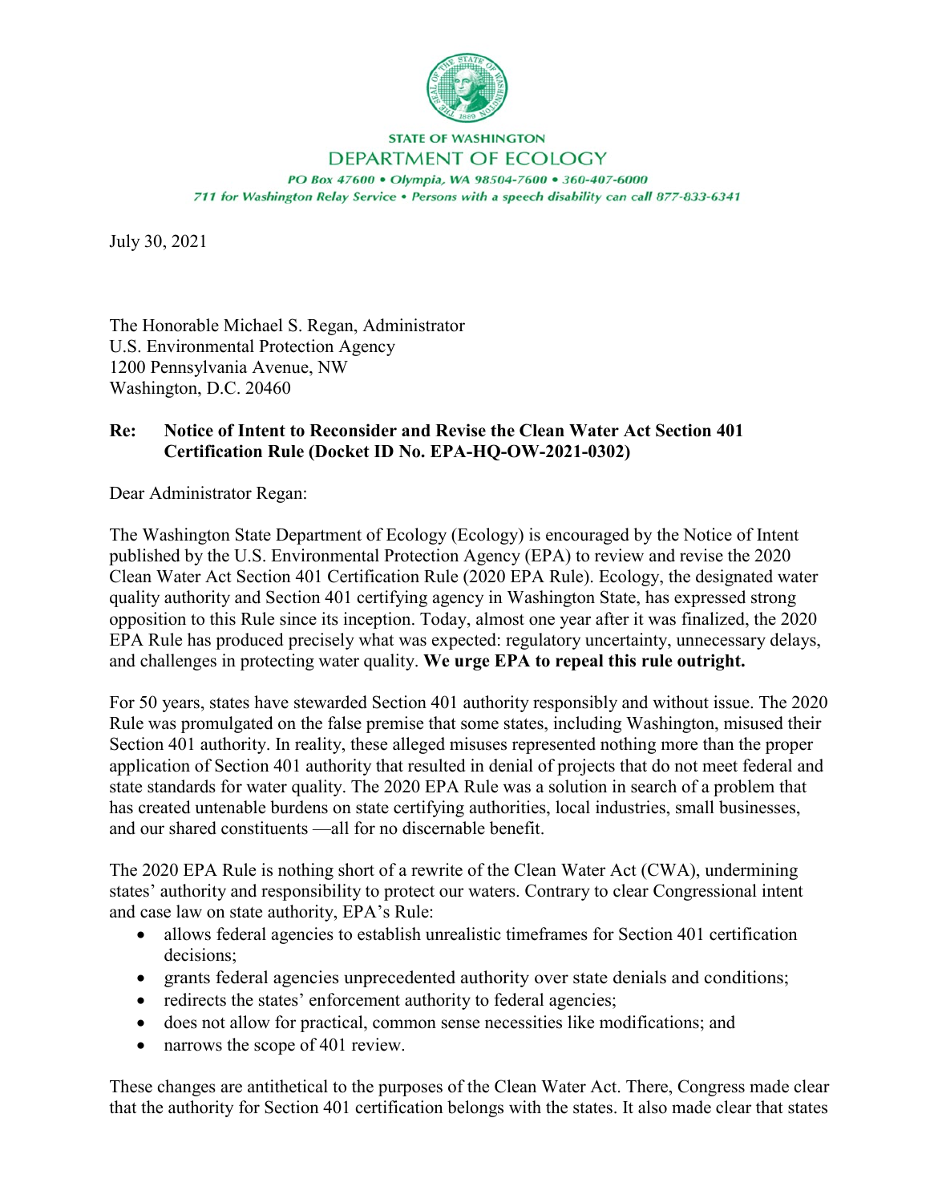STATE OF WASHINGTON
DEPARTMENT OF ECOLOGY

*PO Box 47600 • Olympia, WA 98504-7600 • 360-407-6000*
*711 for Washington Relay Service • Persons with a speech disability can call 877-833-6341*

July 30, 2021

The Honorable Michael S. Regan, Administrator
U.S. Environmental Protection Agency
1200 Pennsylvania Avenue, NW
Washington, D.C. 20460

**Re: Notice of Intent to Reconsider and Revise the Clean Water Act Section 401 Certification Rule (Docket ID No. EPA-HQ-OW-2021-0302)**

Dear Administrator Regan:

The Washington State Department of Ecology (Ecology) is encouraged by the Notice of Intent published by the U.S. Environmental Protection Agency (EPA) to review and revise the 2020 Clean Water Act Section 401 Certification Rule (2020 EPA Rule). Ecology, the designated water quality authority and Section 401 certifying agency in Washington State, has expressed strong opposition to this Rule since its inception. Today, almost one year after it was finalized, the 2020 EPA Rule has produced precisely what was expected: regulatory uncertainty, unnecessary delays, and challenges in protecting water quality. **We urge EPA to repeal this rule outright.**

For 50 years, states have stewarded Section 401 authority responsibly and without issue. The 2020 Rule was promulgated on the false premise that some states, including Washington, misused their Section 401 authority. In reality, these alleged misuses represented nothing more than the proper application of Section 401 authority that resulted in denial of projects that do not meet federal and state standards for water quality. The 2020 EPA Rule was a solution in search of a problem that has created untenable burdens on state certifying authorities, local industries, small businesses, and our shared constituents —all for no discernable benefit.

The 2020 EPA Rule is nothing short of a rewrite of the Clean Water Act (CWA), undermining states' authority and responsibility to protect our waters. Contrary to clear Congressional intent and case law on state authority, EPA's Rule:

- allows federal agencies to establish unrealistic timeframes for Section 401 certification decisions;
- grants federal agencies unprecedented authority over state denials and conditions;
- redirects the states' enforcement authority to federal agencies;
- does not allow for practical, common sense necessities like modifications; and
- narrows the scope of 401 review.

These changes are antithetical to the purposes of the Clean Water Act. There, Congress made clear that the authority for Section 401 certification belongs with the states. It also made clear that states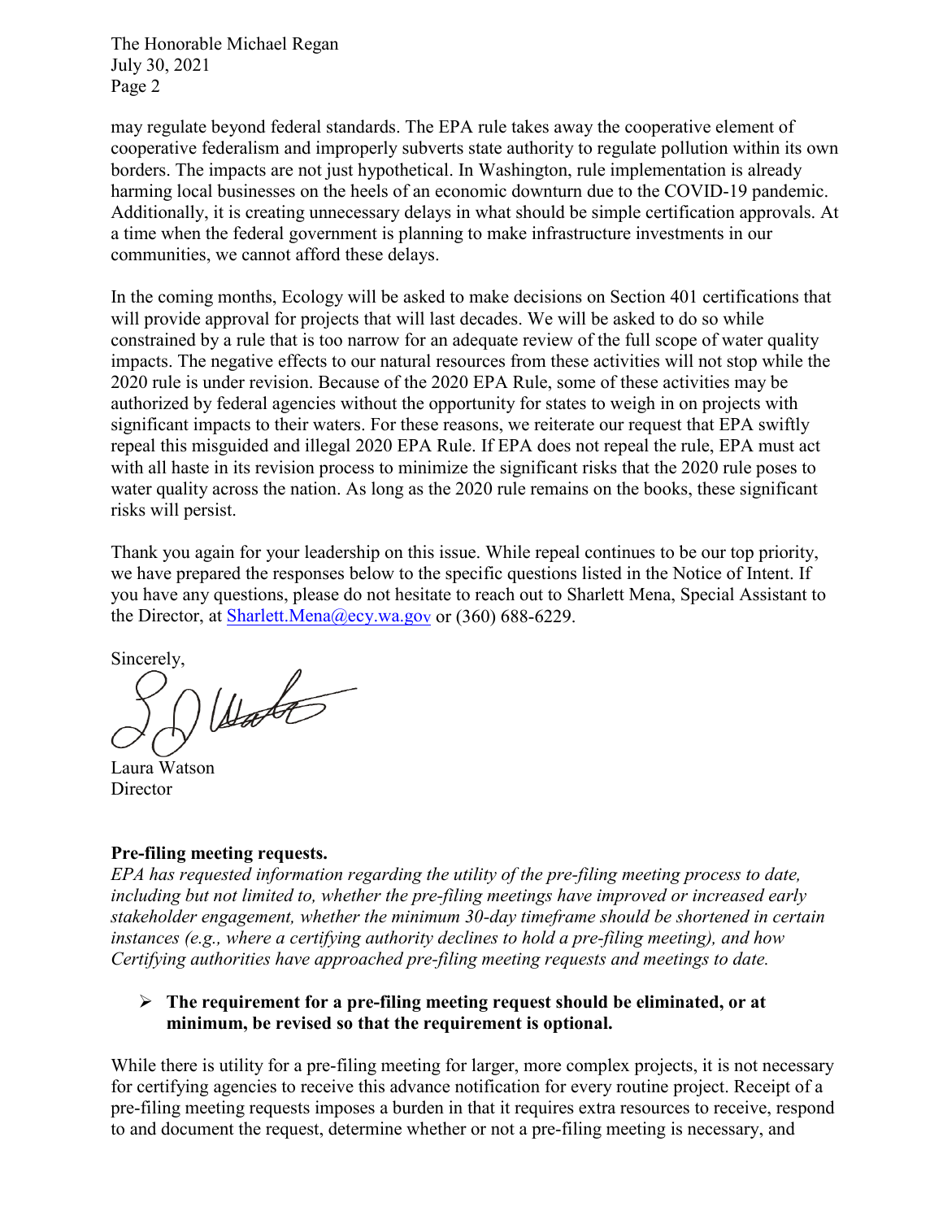may regulate beyond federal standards. The EPA rule takes away the cooperative element of cooperative federalism and improperly subverts state authority to regulate pollution within its own borders. The impacts are not just hypothetical. In Washington, rule implementation is already harming local businesses on the heels of an economic downturn due to the COVID-19 pandemic. Additionally, it is creating unnecessary delays in what should be simple certification approvals. At a time when the federal government is planning to make infrastructure investments in our communities, we cannot afford these delays.

In the coming months, Ecology will be asked to make decisions on Section 401 certifications that will provide approval for projects that will last decades. We will be asked to do so while constrained by a rule that is too narrow for an adequate review of the full scope of water quality impacts. The negative effects to our natural resources from these activities will not stop while the 2020 rule is under revision. Because of the 2020 EPA Rule, some of these activities may be authorized by federal agencies without the opportunity for states to weigh in on projects with significant impacts to their waters. For these reasons, we reiterate our request that EPA swiftly repeal this misguided and illegal 2020 EPA Rule. If EPA does not repeal the rule, EPA must act with all haste in its revision process to minimize the significant risks that the 2020 rule poses to water quality across the nation. As long as the 2020 rule remains on the books, these significant risks will persist.

Thank you again for your leadership on this issue. While repeal continues to be our top priority, we have prepared the responses below to the specific questions listed in the Notice of Intent. If you have any questions, please do not hesitate to reach out to Sharlett Mena, Special Assistant to the Director, at Sharlett.Mena@ecy.wa.gov or (360) 688-6229.

Sincerely,

Laura Watson
Director

**Pre-filing meeting requests.**

*EPA has requested information regarding the utility of the pre-filing meeting process to date, including but not limited to, whether the pre-filing meetings have improved or increased early stakeholder engagement, whether the minimum 30-day timeframe should be shortened in certain instances (e.g., where a certifying authority declines to hold a pre-filing meeting), and how Certifying authorities have approached pre-filing meeting requests and meetings to date.*

- **The requirement for a pre-filing meeting request should be eliminated, or at minimum, be revised so that the requirement is optional.**

While there is utility for a pre-filing meeting for larger, more complex projects, it is not necessary for certifying agencies to receive this advance notification for every routine project. Receipt of a pre-filing meeting requests imposes a burden in that it requires extra resources to receive, respond to and document the request, determine whether or not a pre-filing meeting is necessary, and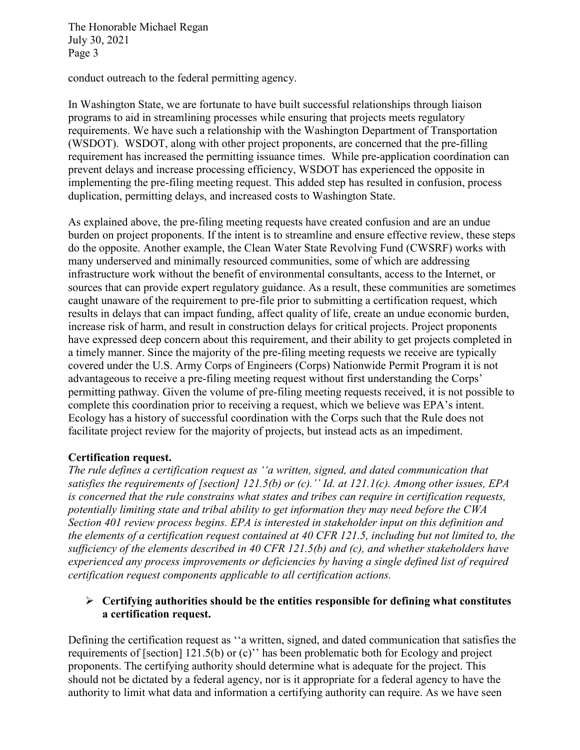conduct outreach to the federal permitting agency.

In Washington State, we are fortunate to have built successful relationships through liaison programs to aid in streamlining processes while ensuring that projects meets regulatory requirements. We have such a relationship with the Washington Department of Transportation (WSDOT). WSDOT, along with other project proponents, are concerned that the pre-filling requirement has increased the permitting issuance times. While pre-application coordination can prevent delays and increase processing efficiency, WSDOT has experienced the opposite in implementing the pre-filing meeting request. This added step has resulted in confusion, process duplication, permitting delays, and increased costs to Washington State.

As explained above, the pre-filing meeting requests have created confusion and are an undue burden on project proponents. If the intent is to streamline and ensure effective review, these steps do the opposite. Another example, the Clean Water State Revolving Fund (CWSRF) works with many underserved and minimally resourced communities, some of which are addressing infrastructure work without the benefit of environmental consultants, access to the Internet, or sources that can provide expert regulatory guidance. As a result, these communities are sometimes caught unaware of the requirement to pre-file prior to submitting a certification request, which results in delays that can impact funding, affect quality of life, create an undue economic burden, increase risk of harm, and result in construction delays for critical projects. Project proponents have expressed deep concern about this requirement, and their ability to get projects completed in a timely manner. Since the majority of the pre-filing meeting requests we receive are typically covered under the U.S. Army Corps of Engineers (Corps) Nationwide Permit Program it is not advantageous to receive a pre-filing meeting request without first understanding the Corps' permitting pathway. Given the volume of pre-filing meeting requests received, it is not possible to complete this coordination prior to receiving a request, which we believe was EPA's intent. Ecology has a history of successful coordination with the Corps such that the Rule does not facilitate project review for the majority of projects, but instead acts as an impediment.

**Certification request.**

*The rule defines a certification request as ''a written, signed, and dated communication that satisfies the requirements of [section] 121.5(b) or (c).'' Id. at 121.1(c). Among other issues, EPA is concerned that the rule constrains what states and tribes can require in certification requests, potentially limiting state and tribal ability to get information they may need before the CWA Section 401 review process begins. EPA is interested in stakeholder input on this definition and the elements of a certification request contained at 40 CFR 121.5, including but not limited to, the sufficiency of the elements described in 40 CFR 121.5(b) and (c), and whether stakeholders have experienced any process improvements or deficiencies by having a single defined list of required certification request components applicable to all certification actions.*

- **Certifying authorities should be the entities responsible for defining what constitutes a certification request.**

Defining the certification request as ''a written, signed, and dated communication that satisfies the requirements of [section] 121.5(b) or (c)'' has been problematic both for Ecology and project proponents. The certifying authority should determine what is adequate for the project. This should not be dictated by a federal agency, nor is it appropriate for a federal agency to have the authority to limit what data and information a certifying authority can require. As we have seen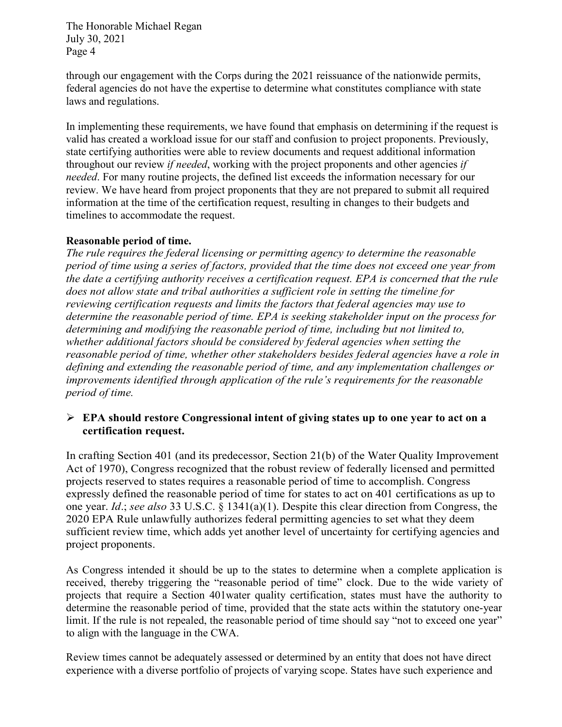through our engagement with the Corps during the 2021 reissuance of the nationwide permits, federal agencies do not have the expertise to determine what constitutes compliance with state laws and regulations.

In implementing these requirements, we have found that emphasis on determining if the request is valid has created a workload issue for our staff and confusion to project proponents. Previously, state certifying authorities were able to review documents and request additional information throughout our review *if needed*, working with the project proponents and other agencies *if needed*. For many routine projects, the defined list exceeds the information necessary for our review. We have heard from project proponents that they are not prepared to submit all required information at the time of the certification request, resulting in changes to their budgets and timelines to accommodate the request.

**Reasonable period of time.**

*The rule requires the federal licensing or permitting agency to determine the reasonable period of time using a series of factors, provided that the time does not exceed one year from the date a certifying authority receives a certification request. EPA is concerned that the rule does not allow state and tribal authorities a sufficient role in setting the timeline for reviewing certification requests and limits the factors that federal agencies may use to determine the reasonable period of time. EPA is seeking stakeholder input on the process for determining and modifying the reasonable period of time, including but not limited to, whether additional factors should be considered by federal agencies when setting the reasonable period of time, whether other stakeholders besides federal agencies have a role in defining and extending the reasonable period of time, and any implementation challenges or improvements identified through application of the rule's requirements for the reasonable period of time.*

- **EPA should restore Congressional intent of giving states up to one year to act on a certification request.**

In crafting Section 401 (and its predecessor, Section 21(b) of the Water Quality Improvement Act of 1970), Congress recognized that the robust review of federally licensed and permitted projects reserved to states requires a reasonable period of time to accomplish. Congress expressly defined the reasonable period of time for states to act on 401 certifications as up to one year. *Id*.; *see also* 33 U.S.C. § 1341(a)(1). Despite this clear direction from Congress, the 2020 EPA Rule unlawfully authorizes federal permitting agencies to set what they deem sufficient review time, which adds yet another level of uncertainty for certifying agencies and project proponents.

As Congress intended it should be up to the states to determine when a complete application is received, thereby triggering the "reasonable period of time" clock. Due to the wide variety of projects that require a Section 401water quality certification, states must have the authority to determine the reasonable period of time, provided that the state acts within the statutory one-year limit. If the rule is not repealed, the reasonable period of time should say "not to exceed one year" to align with the language in the CWA.

Review times cannot be adequately assessed or determined by an entity that does not have direct experience with a diverse portfolio of projects of varying scope. States have such experience and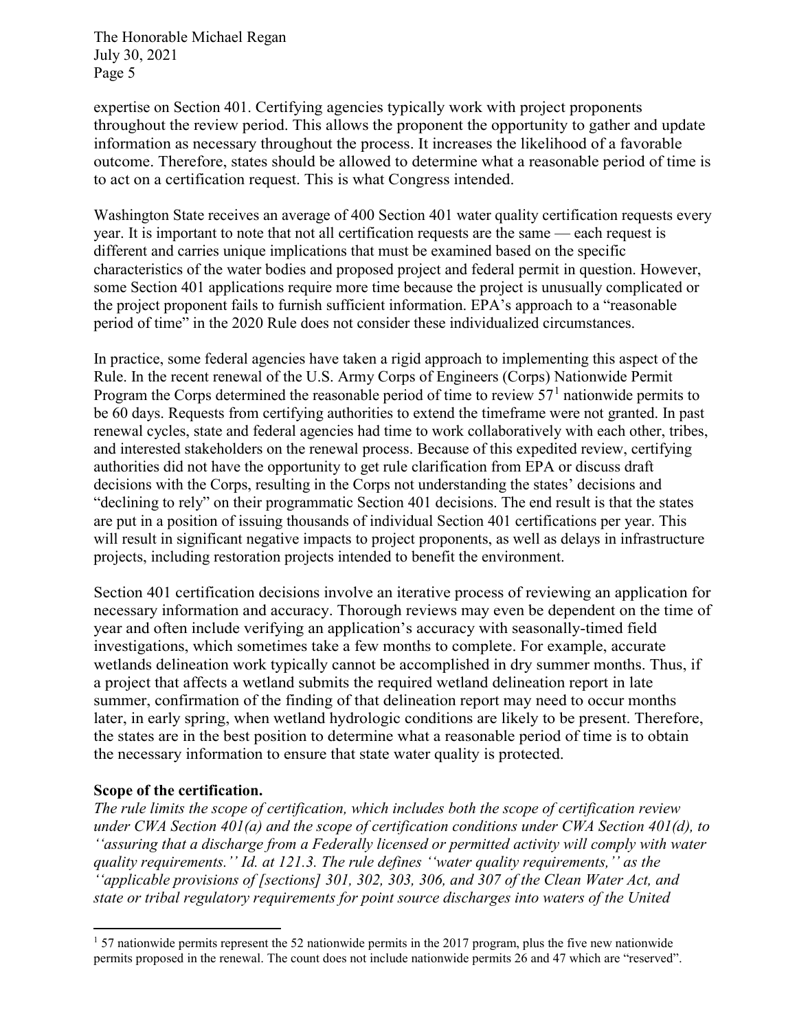expertise on Section 401. Certifying agencies typically work with project proponents throughout the review period. This allows the proponent the opportunity to gather and update information as necessary throughout the process. It increases the likelihood of a favorable outcome. Therefore, states should be allowed to determine what a reasonable period of time is to act on a certification request. This is what Congress intended.

Washington State receives an average of 400 Section 401 water quality certification requests every year. It is important to note that not all certification requests are the same — each request is different and carries unique implications that must be examined based on the specific characteristics of the water bodies and proposed project and federal permit in question. However, some Section 401 applications require more time because the project is unusually complicated or the project proponent fails to furnish sufficient information. EPA's approach to a "reasonable period of time" in the 2020 Rule does not consider these individualized circumstances.

In practice, some federal agencies have taken a rigid approach to implementing this aspect of the Rule. In the recent renewal of the U.S. Army Corps of Engineers (Corps) Nationwide Permit Program the Corps determined the reasonable period of time to review 57[1] nationwide permits to be 60 days. Requests from certifying authorities to extend the timeframe were not granted. In past renewal cycles, state and federal agencies had time to work collaboratively with each other, tribes, and interested stakeholders on the renewal process. Because of this expedited review, certifying authorities did not have the opportunity to get rule clarification from EPA or discuss draft decisions with the Corps, resulting in the Corps not understanding the states' decisions and "declining to rely" on their programmatic Section 401 decisions. The end result is that the states are put in a position of issuing thousands of individual Section 401 certifications per year. This will result in significant negative impacts to project proponents, as well as delays in infrastructure projects, including restoration projects intended to benefit the environment.

Section 401 certification decisions involve an iterative process of reviewing an application for necessary information and accuracy. Thorough reviews may even be dependent on the time of year and often include verifying an application's accuracy with seasonally-timed field investigations, which sometimes take a few months to complete. For example, accurate wetlands delineation work typically cannot be accomplished in dry summer months. Thus, if a project that affects a wetland submits the required wetland delineation report in late summer, confirmation of the finding of that delineation report may need to occur months later, in early spring, when wetland hydrologic conditions are likely to be present. Therefore, the states are in the best position to determine what a reasonable period of time is to obtain the necessary information to ensure that state water quality is protected.

**Scope of the certification.**

*The rule limits the scope of certification, which includes both the scope of certification review under CWA Section 401(a) and the scope of certification conditions under CWA Section 401(d), to ''assuring that a discharge from a Federally licensed or permitted activity will comply with water quality requirements.'' Id. at 121.3. The rule defines ''water quality requirements,'' as the ''applicable provisions of [sections] 301, 302, 303, 306, and 307 of the Clean Water Act, and state or tribal regulatory requirements for point source discharges into waters of the United*

[1] 57 nationwide permits represent the 52 nationwide permits in the 2017 program, plus the five new nationwide permits proposed in the renewal. The count does not include nationwide permits 26 and 47 which are "reserved".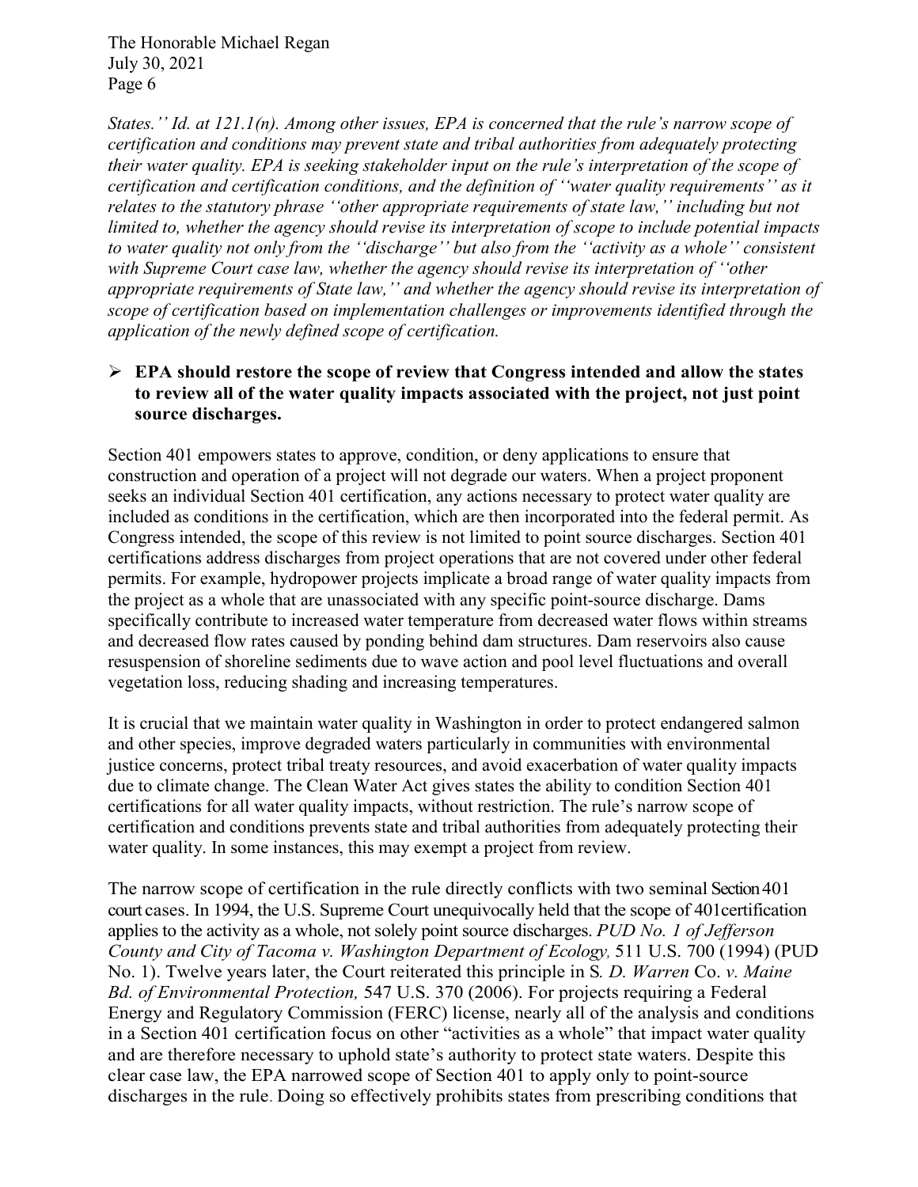*States.'' Id. at 121.1(n). Among other issues, EPA is concerned that the rule's narrow scope of certification and conditions may prevent state and tribal authorities from adequately protecting their water quality. EPA is seeking stakeholder input on the rule's interpretation of the scope of certification and certification conditions, and the definition of ''water quality requirements'' as it relates to the statutory phrase ''other appropriate requirements of state law,'' including but not limited to, whether the agency should revise its interpretation of scope to include potential impacts to water quality not only from the ''discharge'' but also from the ''activity as a whole'' consistent with Supreme Court case law, whether the agency should revise its interpretation of ''other appropriate requirements of State law,'' and whether the agency should revise its interpretation of scope of certification based on implementation challenges or improvements identified through the application of the newly defined scope of certification.*

- **EPA should restore the scope of review that Congress intended and allow the states to review all of the water quality impacts associated with the project, not just point source discharges.**

Section 401 empowers states to approve, condition, or deny applications to ensure that construction and operation of a project will not degrade our waters. When a project proponent seeks an individual Section 401 certification, any actions necessary to protect water quality are included as conditions in the certification, which are then incorporated into the federal permit. As Congress intended, the scope of this review is not limited to point source discharges. Section 401 certifications address discharges from project operations that are not covered under other federal permits. For example, hydropower projects implicate a broad range of water quality impacts from the project as a whole that are unassociated with any specific point-source discharge. Dams specifically contribute to increased water temperature from decreased water flows within streams and decreased flow rates caused by ponding behind dam structures. Dam reservoirs also cause resuspension of shoreline sediments due to wave action and pool level fluctuations and overall vegetation loss, reducing shading and increasing temperatures.

It is crucial that we maintain water quality in Washington in order to protect endangered salmon and other species, improve degraded waters particularly in communities with environmental justice concerns, protect tribal treaty resources, and avoid exacerbation of water quality impacts due to climate change. The Clean Water Act gives states the ability to condition Section 401 certifications for all water quality impacts, without restriction. The rule's narrow scope of certification and conditions prevents state and tribal authorities from adequately protecting their water quality. In some instances, this may exempt a project from review.

The narrow scope of certification in the rule directly conflicts with two seminal Section 401 court cases. In 1994, the U.S. Supreme Court unequivocally held that the scope of 401certification applies to the activity as a whole, not solely point source discharges. *PUD No. 1 of Jefferson County and City of Tacoma v. Washington Department of Ecology,* 511 U.S. 700 (1994) (PUD No. 1). Twelve years later, the Court reiterated this principle in S*. D. Warren* Co. *v. Maine Bd. of Environmental Protection,* 547 U.S. 370 (2006). For projects requiring a Federal Energy and Regulatory Commission (FERC) license, nearly all of the analysis and conditions in a Section 401 certification focus on other "activities as a whole" that impact water quality and are therefore necessary to uphold state's authority to protect state waters. Despite this clear case law, the EPA narrowed scope of Section 401 to apply only to point-source discharges in the rule. Doing so effectively prohibits states from prescribing conditions that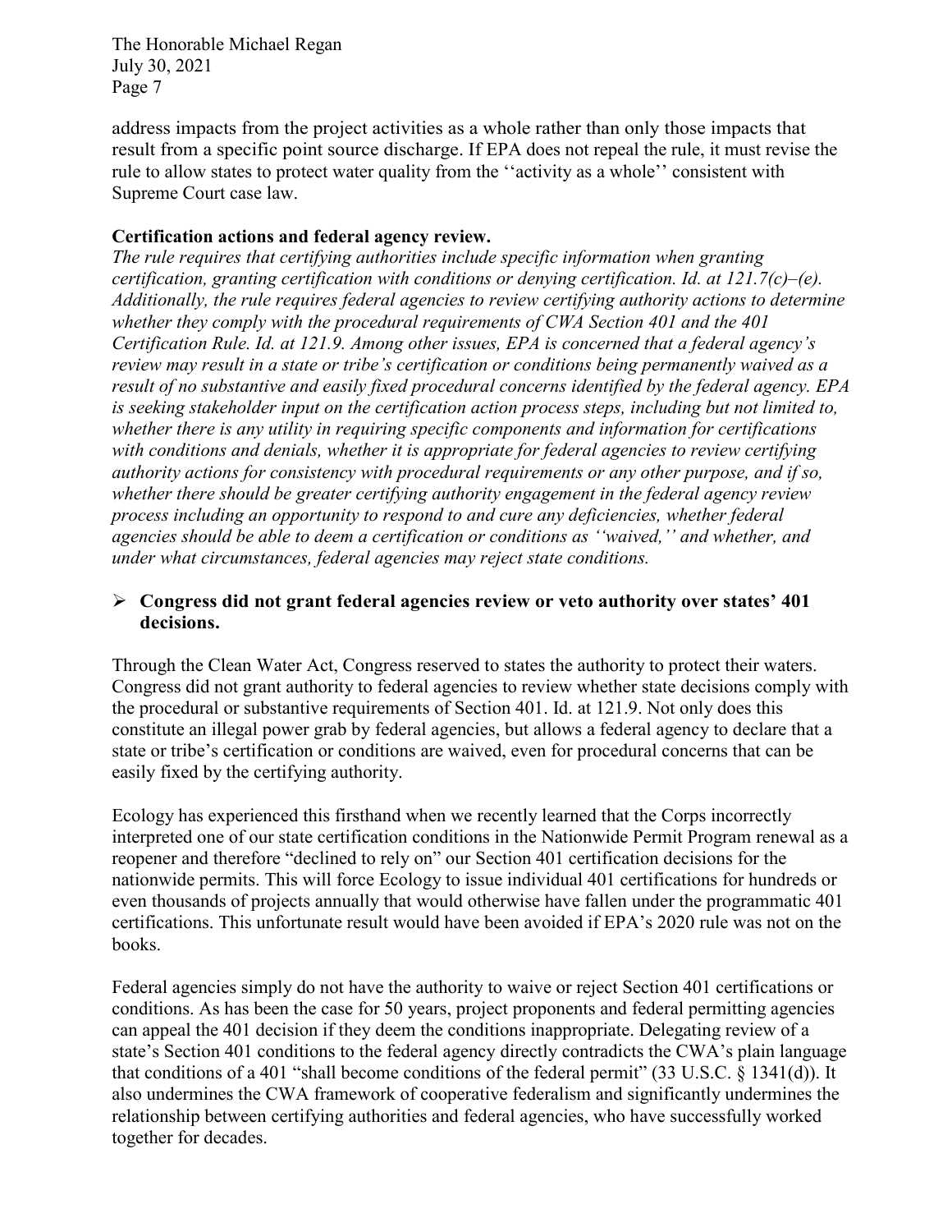address impacts from the project activities as a whole rather than only those impacts that result from a specific point source discharge. If EPA does not repeal the rule, it must revise the rule to allow states to protect water quality from the ''activity as a whole'' consistent with Supreme Court case law.

**Certification actions and federal agency review.**

*The rule requires that certifying authorities include specific information when granting certification, granting certification with conditions or denying certification. Id. at 121.7(c)–(e). Additionally, the rule requires federal agencies to review certifying authority actions to determine whether they comply with the procedural requirements of CWA Section 401 and the 401 Certification Rule. Id. at 121.9. Among other issues, EPA is concerned that a federal agency's review may result in a state or tribe's certification or conditions being permanently waived as a result of no substantive and easily fixed procedural concerns identified by the federal agency. EPA is seeking stakeholder input on the certification action process steps, including but not limited to, whether there is any utility in requiring specific components and information for certifications with conditions and denials, whether it is appropriate for federal agencies to review certifying authority actions for consistency with procedural requirements or any other purpose, and if so, whether there should be greater certifying authority engagement in the federal agency review process including an opportunity to respond to and cure any deficiencies, whether federal agencies should be able to deem a certification or conditions as ''waived,'' and whether, and under what circumstances, federal agencies may reject state conditions.*

- **Congress did not grant federal agencies review or veto authority over states' 401 decisions.**

Through the Clean Water Act, Congress reserved to states the authority to protect their waters. Congress did not grant authority to federal agencies to review whether state decisions comply with the procedural or substantive requirements of Section 401. Id. at 121.9. Not only does this constitute an illegal power grab by federal agencies, but allows a federal agency to declare that a state or tribe's certification or conditions are waived, even for procedural concerns that can be easily fixed by the certifying authority.

Ecology has experienced this firsthand when we recently learned that the Corps incorrectly interpreted one of our state certification conditions in the Nationwide Permit Program renewal as a reopener and therefore "declined to rely on" our Section 401 certification decisions for the nationwide permits. This will force Ecology to issue individual 401 certifications for hundreds or even thousands of projects annually that would otherwise have fallen under the programmatic 401 certifications. This unfortunate result would have been avoided if EPA's 2020 rule was not on the books.

Federal agencies simply do not have the authority to waive or reject Section 401 certifications or conditions. As has been the case for 50 years, project proponents and federal permitting agencies can appeal the 401 decision if they deem the conditions inappropriate. Delegating review of a state's Section 401 conditions to the federal agency directly contradicts the CWA's plain language that conditions of a 401 "shall become conditions of the federal permit" (33 U.S.C. § 1341(d)). It also undermines the CWA framework of cooperative federalism and significantly undermines the relationship between certifying authorities and federal agencies, who have successfully worked together for decades.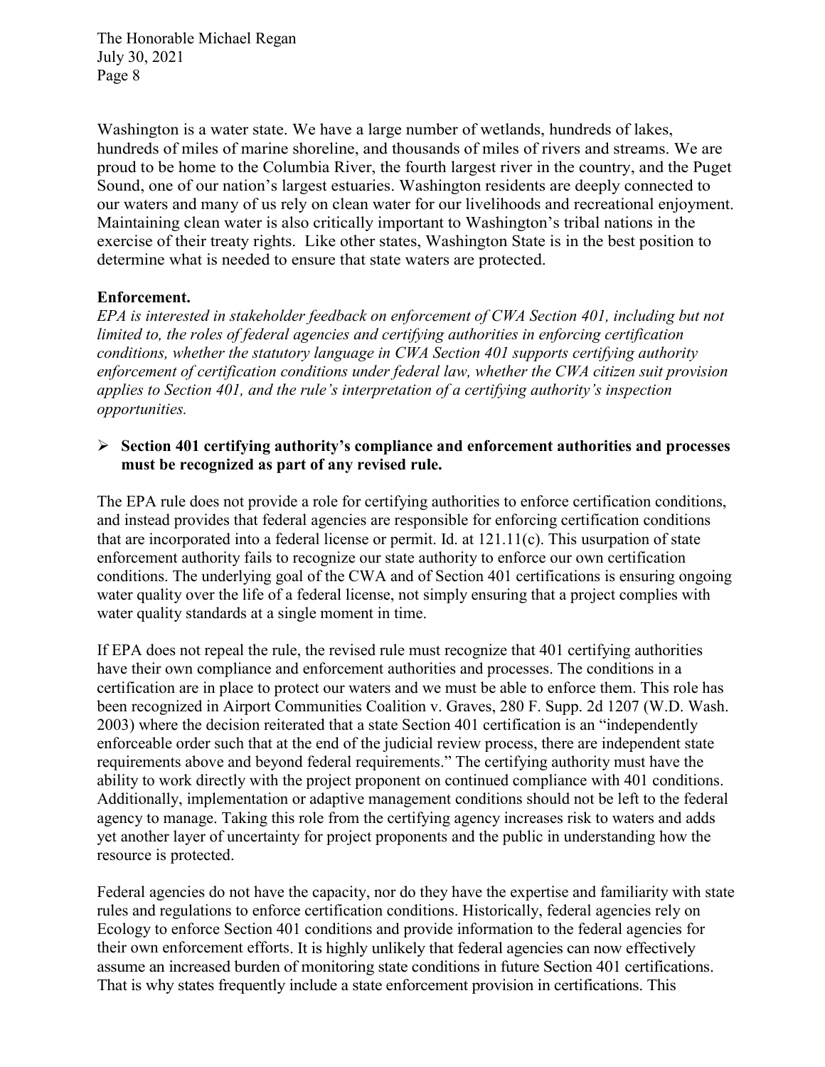Washington is a water state. We have a large number of wetlands, hundreds of lakes, hundreds of miles of marine shoreline, and thousands of miles of rivers and streams. We are proud to be home to the Columbia River, the fourth largest river in the country, and the Puget Sound, one of our nation's largest estuaries. Washington residents are deeply connected to our waters and many of us rely on clean water for our livelihoods and recreational enjoyment. Maintaining clean water is also critically important to Washington's tribal nations in the exercise of their treaty rights. Like other states, Washington State is in the best position to determine what is needed to ensure that state waters are protected.

**Enforcement.**

*EPA is interested in stakeholder feedback on enforcement of CWA Section 401, including but not limited to, the roles of federal agencies and certifying authorities in enforcing certification conditions, whether the statutory language in CWA Section 401 supports certifying authority enforcement of certification conditions under federal law, whether the CWA citizen suit provision applies to Section 401, and the rule's interpretation of a certifying authority's inspection opportunities.*

- **Section 401 certifying authority's compliance and enforcement authorities and processes must be recognized as part of any revised rule.**

The EPA rule does not provide a role for certifying authorities to enforce certification conditions, and instead provides that federal agencies are responsible for enforcing certification conditions that are incorporated into a federal license or permit. Id. at 121.11(c). This usurpation of state enforcement authority fails to recognize our state authority to enforce our own certification conditions. The underlying goal of the CWA and of Section 401 certifications is ensuring ongoing water quality over the life of a federal license, not simply ensuring that a project complies with water quality standards at a single moment in time.

If EPA does not repeal the rule, the revised rule must recognize that 401 certifying authorities have their own compliance and enforcement authorities and processes. The conditions in a certification are in place to protect our waters and we must be able to enforce them. This role has been recognized in Airport Communities Coalition v. Graves, 280 F. Supp. 2d 1207 (W.D. Wash. 2003) where the decision reiterated that a state Section 401 certification is an "independently enforceable order such that at the end of the judicial review process, there are independent state requirements above and beyond federal requirements." The certifying authority must have the ability to work directly with the project proponent on continued compliance with 401 conditions. Additionally, implementation or adaptive management conditions should not be left to the federal agency to manage. Taking this role from the certifying agency increases risk to waters and adds yet another layer of uncertainty for project proponents and the public in understanding how the resource is protected.

Federal agencies do not have the capacity, nor do they have the expertise and familiarity with state rules and regulations to enforce certification conditions. Historically, federal agencies rely on Ecology to enforce Section 401 conditions and provide information to the federal agencies for their own enforcement efforts. It is highly unlikely that federal agencies can now effectively assume an increased burden of monitoring state conditions in future Section 401 certifications. That is why states frequently include a state enforcement provision in certifications. This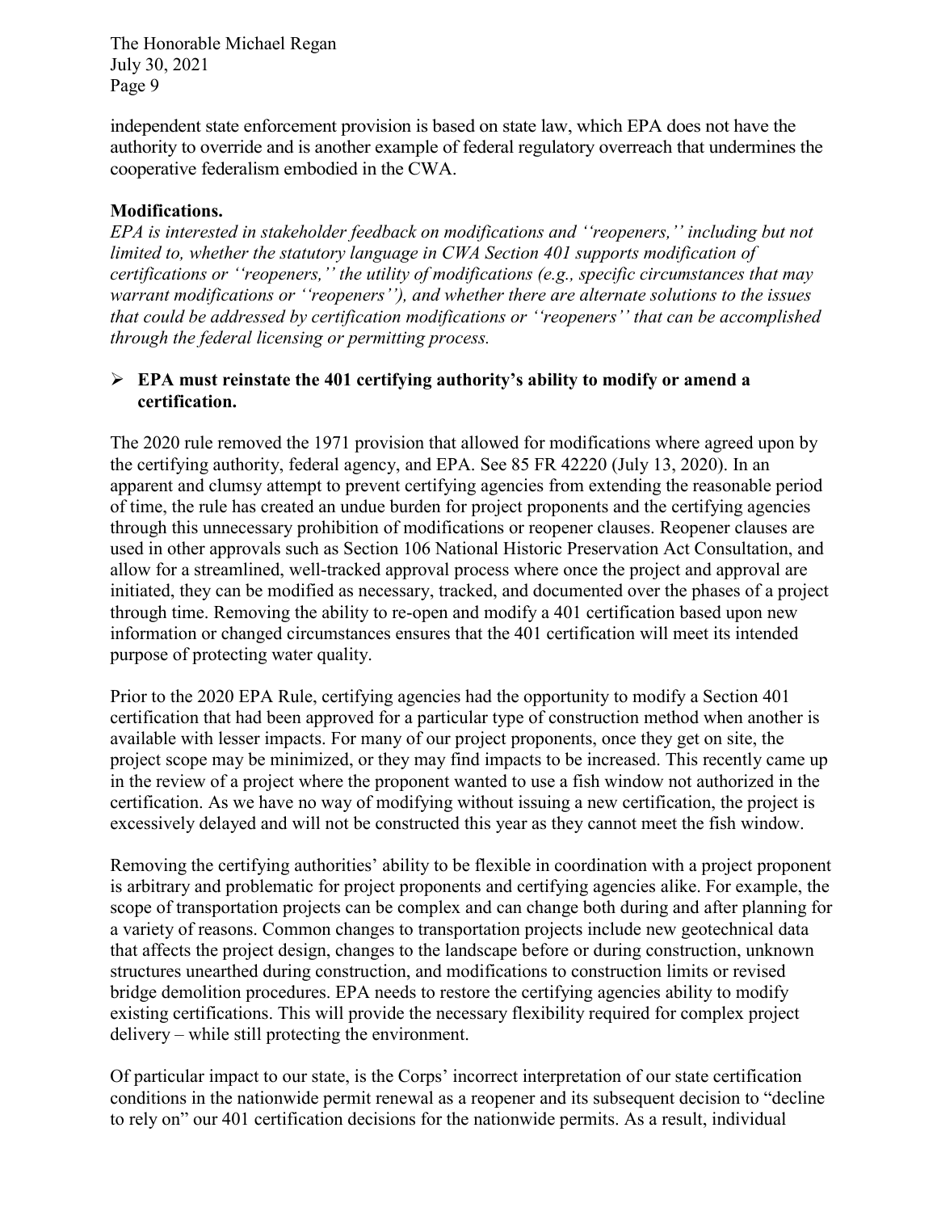independent state enforcement provision is based on state law, which EPA does not have the authority to override and is another example of federal regulatory overreach that undermines the cooperative federalism embodied in the CWA.

**Modifications.**

*EPA is interested in stakeholder feedback on modifications and ''reopeners,'' including but not limited to, whether the statutory language in CWA Section 401 supports modification of certifications or ''reopeners,'' the utility of modifications (e.g., specific circumstances that may warrant modifications or ''reopeners''), and whether there are alternate solutions to the issues that could be addressed by certification modifications or ''reopeners'' that can be accomplished through the federal licensing or permitting process.*

- **EPA must reinstate the 401 certifying authority's ability to modify or amend a certification.**

The 2020 rule removed the 1971 provision that allowed for modifications where agreed upon by the certifying authority, federal agency, and EPA. See 85 FR 42220 (July 13, 2020). In an apparent and clumsy attempt to prevent certifying agencies from extending the reasonable period of time, the rule has created an undue burden for project proponents and the certifying agencies through this unnecessary prohibition of modifications or reopener clauses. Reopener clauses are used in other approvals such as Section 106 National Historic Preservation Act Consultation, and allow for a streamlined, well-tracked approval process where once the project and approval are initiated, they can be modified as necessary, tracked, and documented over the phases of a project through time. Removing the ability to re-open and modify a 401 certification based upon new information or changed circumstances ensures that the 401 certification will meet its intended purpose of protecting water quality.

Prior to the 2020 EPA Rule, certifying agencies had the opportunity to modify a Section 401 certification that had been approved for a particular type of construction method when another is available with lesser impacts. For many of our project proponents, once they get on site, the project scope may be minimized, or they may find impacts to be increased. This recently came up in the review of a project where the proponent wanted to use a fish window not authorized in the certification. As we have no way of modifying without issuing a new certification, the project is excessively delayed and will not be constructed this year as they cannot meet the fish window.

Removing the certifying authorities' ability to be flexible in coordination with a project proponent is arbitrary and problematic for project proponents and certifying agencies alike. For example, the scope of transportation projects can be complex and can change both during and after planning for a variety of reasons. Common changes to transportation projects include new geotechnical data that affects the project design, changes to the landscape before or during construction, unknown structures unearthed during construction, and modifications to construction limits or revised bridge demolition procedures. EPA needs to restore the certifying agencies ability to modify existing certifications. This will provide the necessary flexibility required for complex project delivery – while still protecting the environment.

Of particular impact to our state, is the Corps' incorrect interpretation of our state certification conditions in the nationwide permit renewal as a reopener and its subsequent decision to "decline to rely on" our 401 certification decisions for the nationwide permits. As a result, individual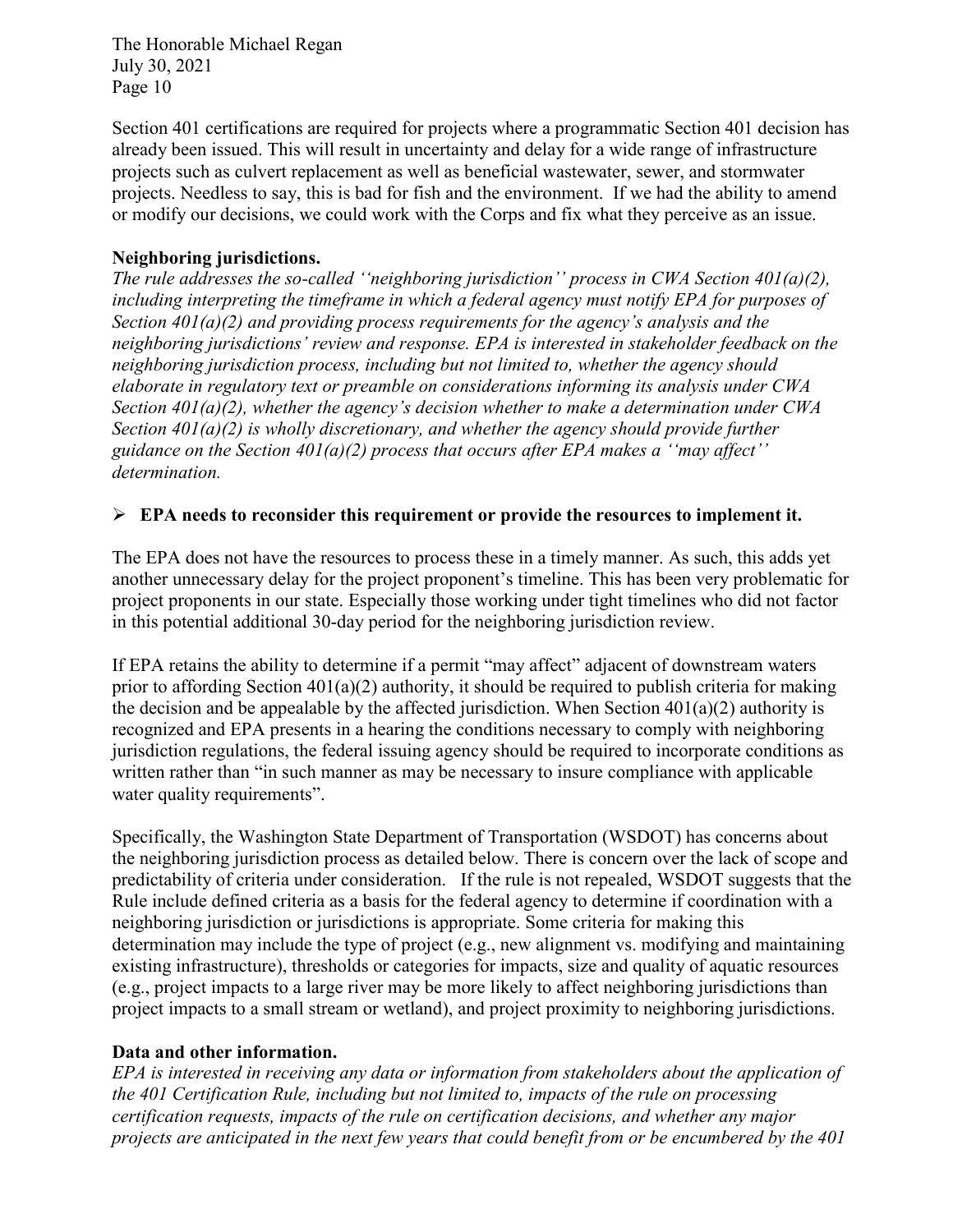Section 401 certifications are required for projects where a programmatic Section 401 decision has already been issued. This will result in uncertainty and delay for a wide range of infrastructure projects such as culvert replacement as well as beneficial wastewater, sewer, and stormwater projects. Needless to say, this is bad for fish and the environment. If we had the ability to amend or modify our decisions, we could work with the Corps and fix what they perceive as an issue.

**Neighboring jurisdictions.**

*The rule addresses the so-called ''neighboring jurisdiction'' process in CWA Section 401(a)(2), including interpreting the timeframe in which a federal agency must notify EPA for purposes of Section 401(a)(2) and providing process requirements for the agency's analysis and the neighboring jurisdictions' review and response. EPA is interested in stakeholder feedback on the neighboring jurisdiction process, including but not limited to, whether the agency should elaborate in regulatory text or preamble on considerations informing its analysis under CWA Section 401(a)(2), whether the agency's decision whether to make a determination under CWA Section 401(a)(2) is wholly discretionary, and whether the agency should provide further guidance on the Section 401(a)(2) process that occurs after EPA makes a ''may affect'' determination.*

- **EPA needs to reconsider this requirement or provide the resources to implement it.**

The EPA does not have the resources to process these in a timely manner. As such, this adds yet another unnecessary delay for the project proponent's timeline. This has been very problematic for project proponents in our state. Especially those working under tight timelines who did not factor in this potential additional 30-day period for the neighboring jurisdiction review.

If EPA retains the ability to determine if a permit "may affect" adjacent of downstream waters prior to affording Section 401(a)(2) authority, it should be required to publish criteria for making the decision and be appealable by the affected jurisdiction. When Section 401(a)(2) authority is recognized and EPA presents in a hearing the conditions necessary to comply with neighboring jurisdiction regulations, the federal issuing agency should be required to incorporate conditions as written rather than "in such manner as may be necessary to insure compliance with applicable water quality requirements".

Specifically, the Washington State Department of Transportation (WSDOT) has concerns about the neighboring jurisdiction process as detailed below. There is concern over the lack of scope and predictability of criteria under consideration. If the rule is not repealed, WSDOT suggests that the Rule include defined criteria as a basis for the federal agency to determine if coordination with a neighboring jurisdiction or jurisdictions is appropriate. Some criteria for making this determination may include the type of project (e.g., new alignment vs. modifying and maintaining existing infrastructure), thresholds or categories for impacts, size and quality of aquatic resources (e.g., project impacts to a large river may be more likely to affect neighboring jurisdictions than project impacts to a small stream or wetland), and project proximity to neighboring jurisdictions.

**Data and other information.**

*EPA is interested in receiving any data or information from stakeholders about the application of the 401 Certification Rule, including but not limited to, impacts of the rule on processing certification requests, impacts of the rule on certification decisions, and whether any major projects are anticipated in the next few years that could benefit from or be encumbered by the 401*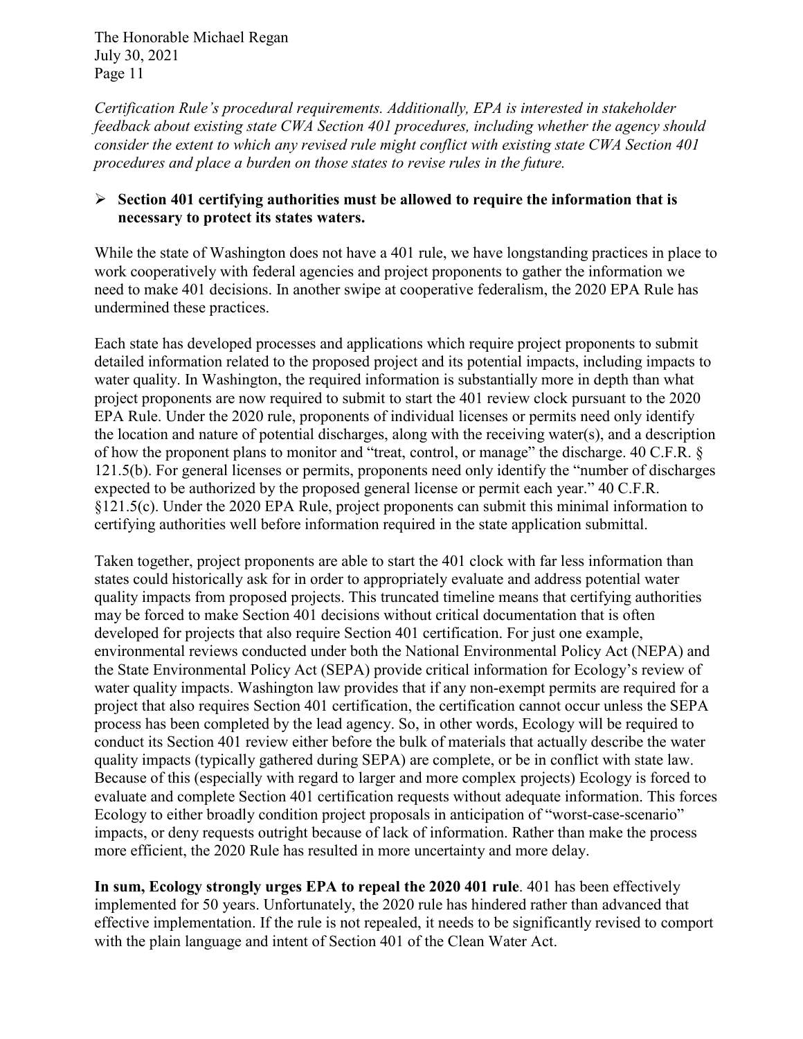*Certification Rule's procedural requirements. Additionally, EPA is interested in stakeholder feedback about existing state CWA Section 401 procedures, including whether the agency should consider the extent to which any revised rule might conflict with existing state CWA Section 401 procedures and place a burden on those states to revise rules in the future.*

- **Section 401 certifying authorities must be allowed to require the information that is necessary to protect its states waters.**

While the state of Washington does not have a 401 rule, we have longstanding practices in place to work cooperatively with federal agencies and project proponents to gather the information we need to make 401 decisions. In another swipe at cooperative federalism, the 2020 EPA Rule has undermined these practices.

Each state has developed processes and applications which require project proponents to submit detailed information related to the proposed project and its potential impacts, including impacts to water quality. In Washington, the required information is substantially more in depth than what project proponents are now required to submit to start the 401 review clock pursuant to the 2020 EPA Rule. Under the 2020 rule, proponents of individual licenses or permits need only identify the location and nature of potential discharges, along with the receiving water(s), and a description of how the proponent plans to monitor and "treat, control, or manage" the discharge. 40 C.F.R. § 121.5(b). For general licenses or permits, proponents need only identify the "number of discharges expected to be authorized by the proposed general license or permit each year." 40 C.F.R. §121.5(c). Under the 2020 EPA Rule, project proponents can submit this minimal information to certifying authorities well before information required in the state application submittal.

Taken together, project proponents are able to start the 401 clock with far less information than states could historically ask for in order to appropriately evaluate and address potential water quality impacts from proposed projects. This truncated timeline means that certifying authorities may be forced to make Section 401 decisions without critical documentation that is often developed for projects that also require Section 401 certification. For just one example, environmental reviews conducted under both the National Environmental Policy Act (NEPA) and the State Environmental Policy Act (SEPA) provide critical information for Ecology's review of water quality impacts. Washington law provides that if any non-exempt permits are required for a project that also requires Section 401 certification, the certification cannot occur unless the SEPA process has been completed by the lead agency. So, in other words, Ecology will be required to conduct its Section 401 review either before the bulk of materials that actually describe the water quality impacts (typically gathered during SEPA) are complete, or be in conflict with state law. Because of this (especially with regard to larger and more complex projects) Ecology is forced to evaluate and complete Section 401 certification requests without adequate information. This forces Ecology to either broadly condition project proposals in anticipation of "worst-case-scenario" impacts, or deny requests outright because of lack of information. Rather than make the process more efficient, the 2020 Rule has resulted in more uncertainty and more delay.

**In sum, Ecology strongly urges EPA to repeal the 2020 401 rule**. 401 has been effectively implemented for 50 years. Unfortunately, the 2020 rule has hindered rather than advanced that effective implementation. If the rule is not repealed, it needs to be significantly revised to comport with the plain language and intent of Section 401 of the Clean Water Act.